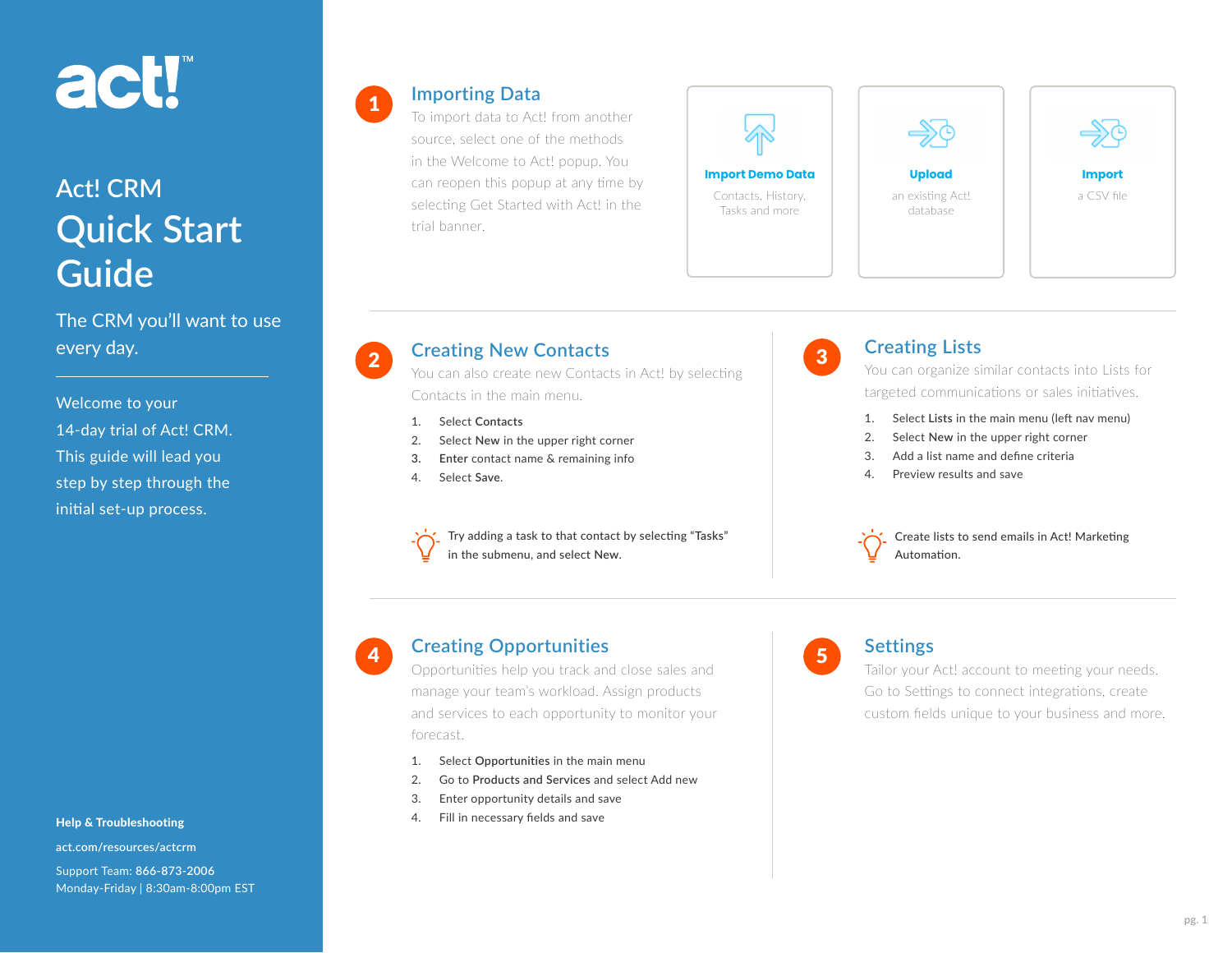act!™

# Act! CRM Quick Start Guide

The CRM you'll want to use every day.

Welcome to your 14-day trial of Act! CRM. This guide will lead you step by step through the initial set-up process.

**Help & Troubleshooting**

act.com/resources/actcrm

Support Team: 866-873-2006
Monday-Friday | 8:30am-8:00pm EST

## 1 Importing Data

To import data to Act! from another source, select one of the methods in the Welcome to Act! popup. You can reopen this popup at any time by selecting Get Started with Act! in the trial banner.

**Import Demo Data**
Contacts, History, Tasks and more

**Upload**
an existing Act! database

**Import**
a CSV file

## 2 Creating New Contacts

You can also create new Contacts in Act! by selecting Contacts in the main menu.

1. Select **Contacts**
2. Select **New** in the upper right corner
3. **Enter** contact name & remaining info
4. Select **Save**.

Try adding a task to that contact by selecting "Tasks" in the submenu, and select **New**.

## 3 Creating Lists

You can organize similar contacts into Lists for targeted communications or sales initiatives.

1. Select **Lists** in the main menu (left nav menu)
2. Select **New** in the upper right corner
3. Add a list name and define criteria
4. Preview results and save

Create lists to send emails in Act! Marketing Automation.

## 4 Creating Opportunities

Opportunities help you track and close sales and manage your team's workload. Assign products and services to each opportunity to monitor your forecast.

1. Select **Opportunities** in the main menu
2. Go to **Products and Services** and select Add new
3. Enter opportunity details and save
4. Fill in necessary fields and save

## 5 Settings

Tailor your Act! account to meeting your needs. Go to Settings to connect integrations, create custom fields unique to your business and more.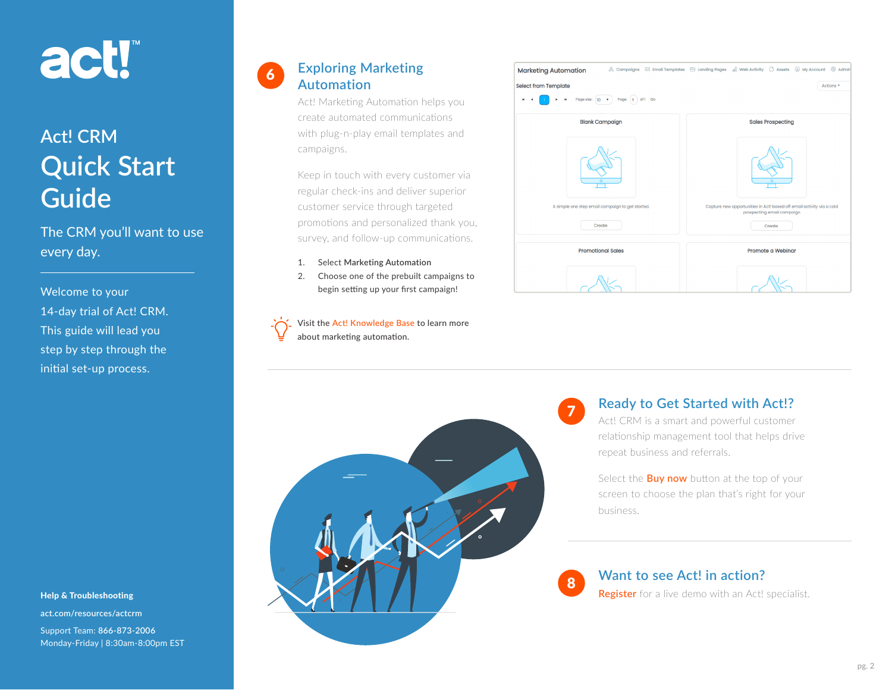act!™

Act! CRM

# Quick Start Guide

The CRM you'll want to use every day.

Welcome to your 14-day trial of Act! CRM. This guide will lead you step by step through the initial set-up process.

**Help & Troubleshooting**

act.com/resources/actcrm

Support Team: 866-873-2006
Monday-Friday | 8:30am-8:00pm EST

## 6 Exploring Marketing Automation

Act! Marketing Automation helps you create automated communications with plug-n-play email templates and campaigns.

Keep in touch with every customer via regular check-ins and deliver superior customer service through targeted promotions and personalized thank you, survey, and follow-up communications.

1. Select Marketing Automation
2. Choose one of the prebuilt campaigns to begin setting up your first campaign!

Visit the Act! Knowledge Base to learn more about marketing automation.

## 7 Ready to Get Started with Act!?

Act! CRM is a smart and powerful customer relationship management tool that helps drive repeat business and referrals.

Select the **Buy now** button at the top of your screen to choose the plan that's right for your business.

## 8 Want to see Act! in action?

**Register** for a live demo with an Act! specialist.